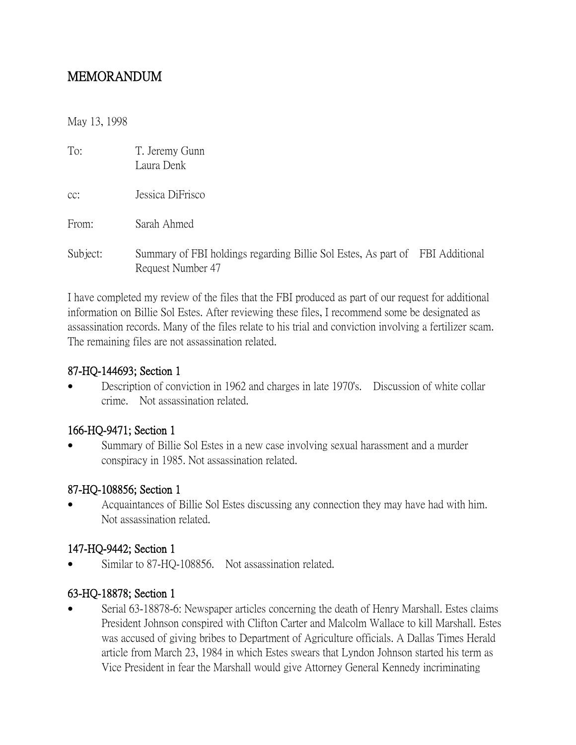# MEMORANDUM

May 13, 1998

To: T. Jeremy Gunn
Laura Denk

cc: Jessica DiFrisco

From: Sarah Ahmed

Subject: Summary of FBI holdings regarding Billie Sol Estes, As part of FBI Additional Request Number 47

I have completed my review of the files that the FBI produced as part of our request for additional information on Billie Sol Estes. After reviewing these files, I recommend some be designated as assassination records. Many of the files relate to his trial and conviction involving a fertilizer scam. The remaining files are not assassination related.

## 87-HQ-144693; Section 1

- Description of conviction in 1962 and charges in late 1970's. Discussion of white collar crime. Not assassination related.

## 166-HQ-9471; Section 1

- Summary of Billie Sol Estes in a new case involving sexual harassment and a murder conspiracy in 1985. Not assassination related.

## 87-HQ-108856; Section 1

- Acquaintances of Billie Sol Estes discussing any connection they may have had with him. Not assassination related.

## 147-HQ-9442; Section 1

- Similar to 87-HQ-108856. Not assassination related.

## 63-HQ-18878; Section 1

- Serial 63-18878-6: Newspaper articles concerning the death of Henry Marshall. Estes claims President Johnson conspired with Clifton Carter and Malcolm Wallace to kill Marshall. Estes was accused of giving bribes to Department of Agriculture officials. A Dallas Times Herald article from March 23, 1984 in which Estes swears that Lyndon Johnson started his term as Vice President in fear the Marshall would give Attorney General Kennedy incriminating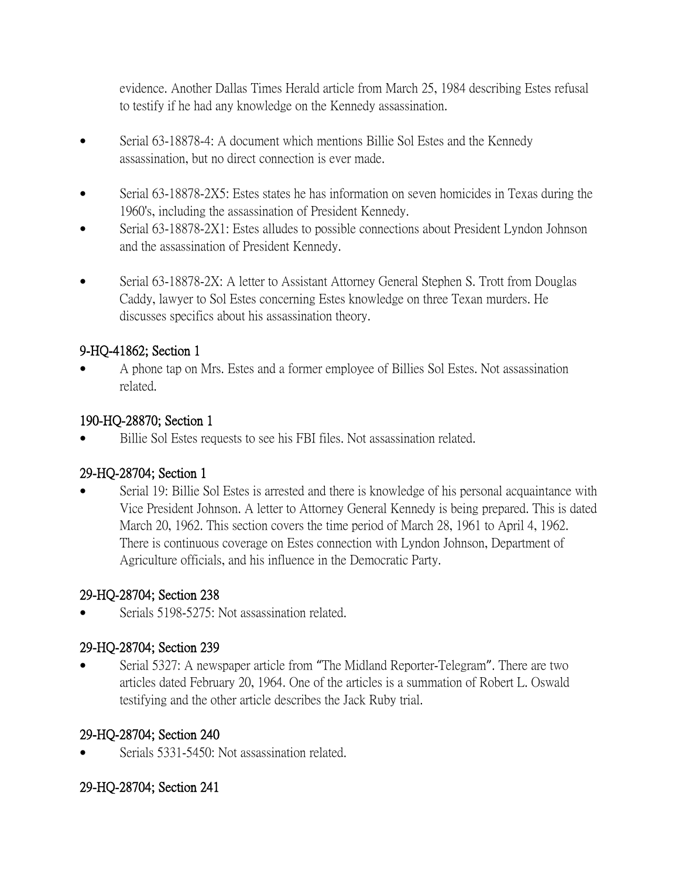evidence. Another Dallas Times Herald article from March 25, 1984 describing Estes refusal to testify if he had any knowledge on the Kennedy assassination.

- Serial 63-18878-4: A document which mentions Billie Sol Estes and the Kennedy assassination, but no direct connection is ever made.

- Serial 63-18878-2X5: Estes states he has information on seven homicides in Texas during the 1960's, including the assassination of President Kennedy.
- Serial 63-18878-2X1: Estes alludes to possible connections about President Lyndon Johnson and the assassination of President Kennedy.

- Serial 63-18878-2X: A letter to Assistant Attorney General Stephen S. Trott from Douglas Caddy, lawyer to Sol Estes concerning Estes knowledge on three Texan murders. He discusses specifics about his assassination theory.

## 9-HQ-41862; Section 1

- A phone tap on Mrs. Estes and a former employee of Billies Sol Estes. Not assassination related.

## 190-HQ-28870; Section 1

- Billie Sol Estes requests to see his FBI files. Not assassination related.

## 29-HQ-28704; Section 1

- Serial 19: Billie Sol Estes is arrested and there is knowledge of his personal acquaintance with Vice President Johnson. A letter to Attorney General Kennedy is being prepared. This is dated March 20, 1962. This section covers the time period of March 28, 1961 to April 4, 1962. There is continuous coverage on Estes connection with Lyndon Johnson, Department of Agriculture officials, and his influence in the Democratic Party.

## 29-HQ-28704; Section 238

- Serials 5198-5275: Not assassination related.

## 29-HQ-28704; Section 239

- Serial 5327: A newspaper article from "The Midland Reporter-Telegram". There are two articles dated February 20, 1964. One of the articles is a summation of Robert L. Oswald testifying and the other article describes the Jack Ruby trial.

## 29-HQ-28704; Section 240

- Serials 5331-5450: Not assassination related.

## 29-HQ-28704; Section 241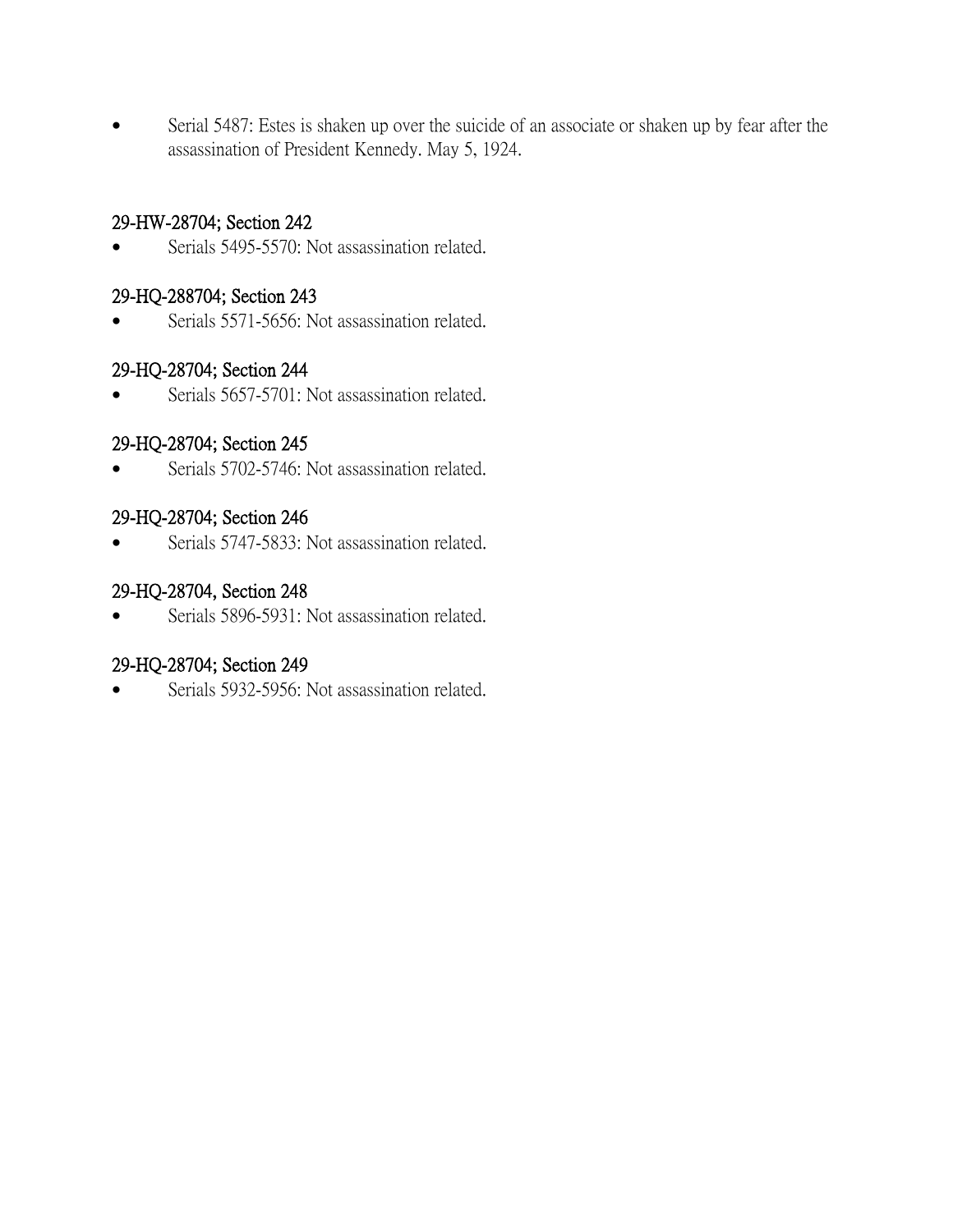- Serial 5487: Estes is shaken up over the suicide of an associate or shaken up by fear after the assassination of President Kennedy. May 5, 1924.

### 29-HW-28704; Section 242

- Serials 5495-5570: Not assassination related.

### 29-HQ-288704; Section 243

- Serials 5571-5656: Not assassination related.

### 29-HQ-28704; Section 244

- Serials 5657-5701: Not assassination related.

### 29-HQ-28704; Section 245

- Serials 5702-5746: Not assassination related.

### 29-HQ-28704; Section 246

- Serials 5747-5833: Not assassination related.

### 29-HQ-28704, Section 248

- Serials 5896-5931: Not assassination related.

### 29-HQ-28704; Section 249

- Serials 5932-5956: Not assassination related.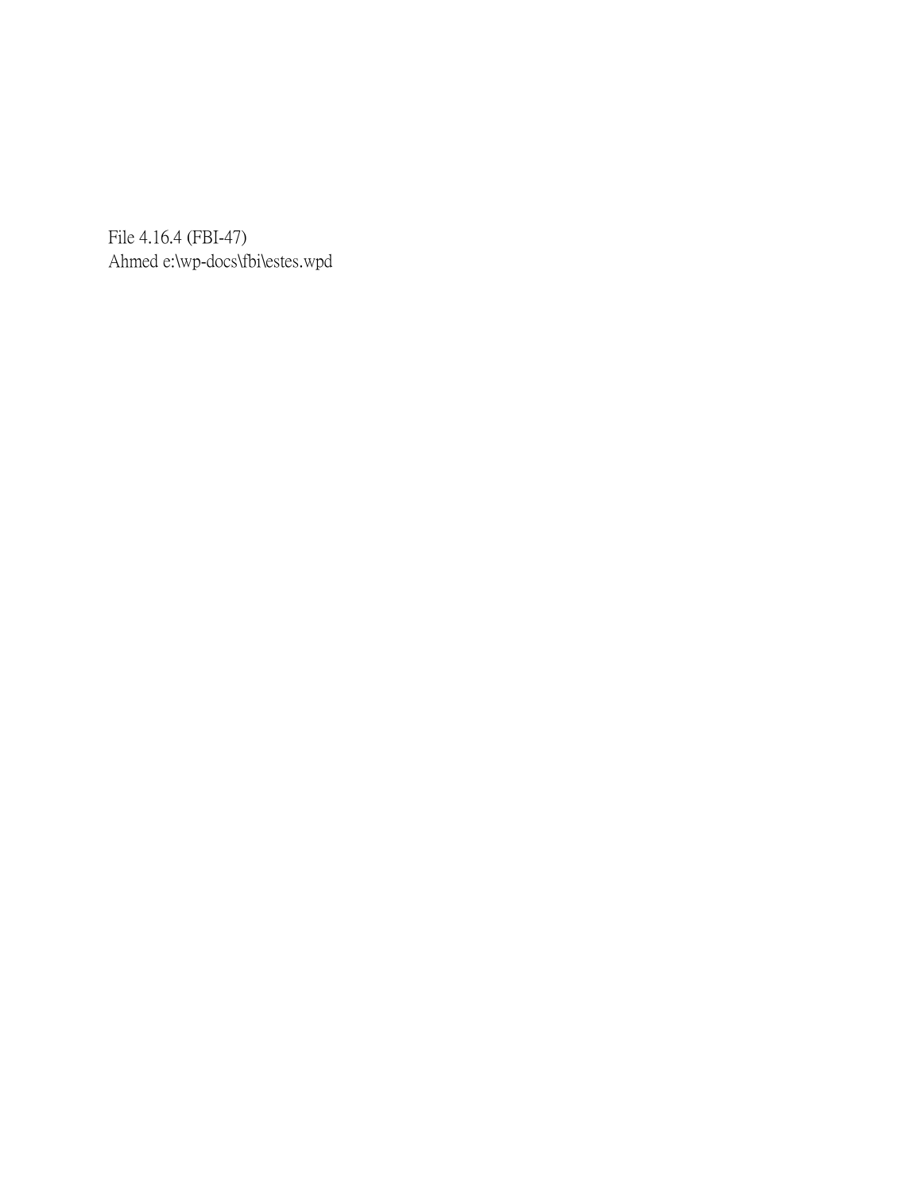File 4.16.4 (FBI-47)
Ahmed e:\wp-docs\fbi\estes.wpd